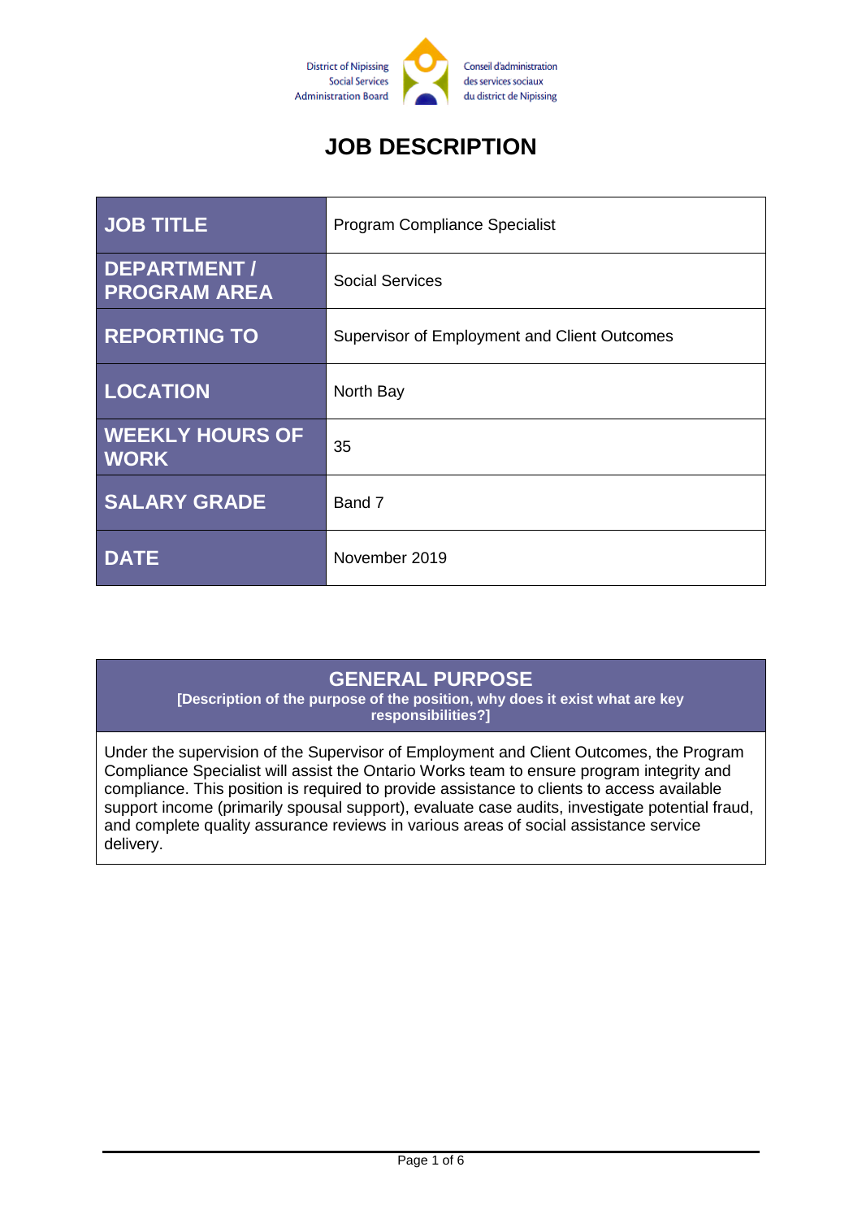District of Nipissing Social Services Administration Board

Conseil d'administration des services sociaux du district de Nipissing

# JOB DESCRIPTION

| JOB TITLE | Program Compliance Specialist |
|---|---|
| DEPARTMENT / PROGRAM AREA | Social Services |
| REPORTING TO | Supervisor of Employment and Client Outcomes |
| LOCATION | North Bay |
| WEEKLY HOURS OF WORK | 35 |
| SALARY GRADE | Band 7 |
| DATE | November 2019 |

## GENERAL PURPOSE

**[Description of the purpose of the position, why does it exist what are key responsibilities?]**

Under the supervision of the Supervisor of Employment and Client Outcomes, the Program Compliance Specialist will assist the Ontario Works team to ensure program integrity and compliance. This position is required to provide assistance to clients to access available support income (primarily spousal support), evaluate case audits, investigate potential fraud, and complete quality assurance reviews in various areas of social assistance service delivery.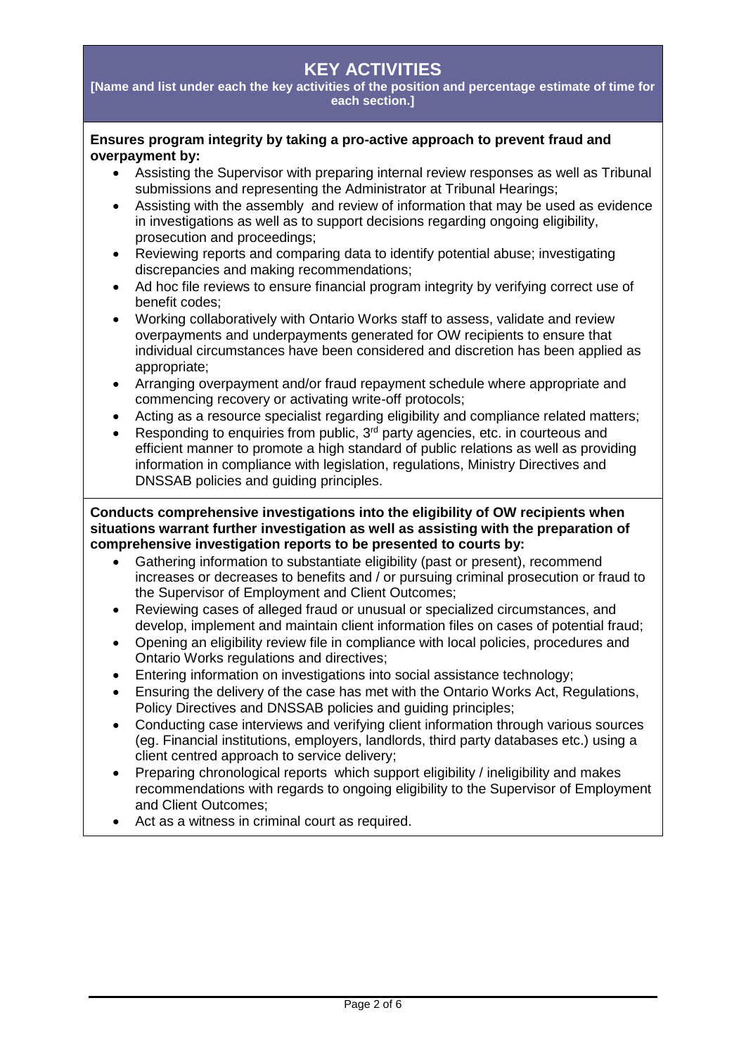## KEY ACTIVITIES

**[Name and list under each the key activities of the position and percentage estimate of time for each section.]**

**Ensures program integrity by taking a pro-active approach to prevent fraud and overpayment by:**

- Assisting the Supervisor with preparing internal review responses as well as Tribunal submissions and representing the Administrator at Tribunal Hearings;
- Assisting with the assembly and review of information that may be used as evidence in investigations as well as to support decisions regarding ongoing eligibility, prosecution and proceedings;
- Reviewing reports and comparing data to identify potential abuse; investigating discrepancies and making recommendations;
- Ad hoc file reviews to ensure financial program integrity by verifying correct use of benefit codes;
- Working collaboratively with Ontario Works staff to assess, validate and review overpayments and underpayments generated for OW recipients to ensure that individual circumstances have been considered and discretion has been applied as appropriate;
- Arranging overpayment and/or fraud repayment schedule where appropriate and commencing recovery or activating write-off protocols;
- Acting as a resource specialist regarding eligibility and compliance related matters;
- Responding to enquiries from public, 3rd party agencies, etc. in courteous and efficient manner to promote a high standard of public relations as well as providing information in compliance with legislation, regulations, Ministry Directives and DNSSAB policies and guiding principles.

**Conducts comprehensive investigations into the eligibility of OW recipients when situations warrant further investigation as well as assisting with the preparation of comprehensive investigation reports to be presented to courts by:**

- Gathering information to substantiate eligibility (past or present), recommend increases or decreases to benefits and / or pursuing criminal prosecution or fraud to the Supervisor of Employment and Client Outcomes;
- Reviewing cases of alleged fraud or unusual or specialized circumstances, and develop, implement and maintain client information files on cases of potential fraud;
- Opening an eligibility review file in compliance with local policies, procedures and Ontario Works regulations and directives;
- Entering information on investigations into social assistance technology;
- Ensuring the delivery of the case has met with the Ontario Works Act, Regulations, Policy Directives and DNSSAB policies and guiding principles;
- Conducting case interviews and verifying client information through various sources (eg. Financial institutions, employers, landlords, third party databases etc.) using a client centred approach to service delivery;
- Preparing chronological reports which support eligibility / ineligibility and makes recommendations with regards to ongoing eligibility to the Supervisor of Employment and Client Outcomes;
- Act as a witness in criminal court as required.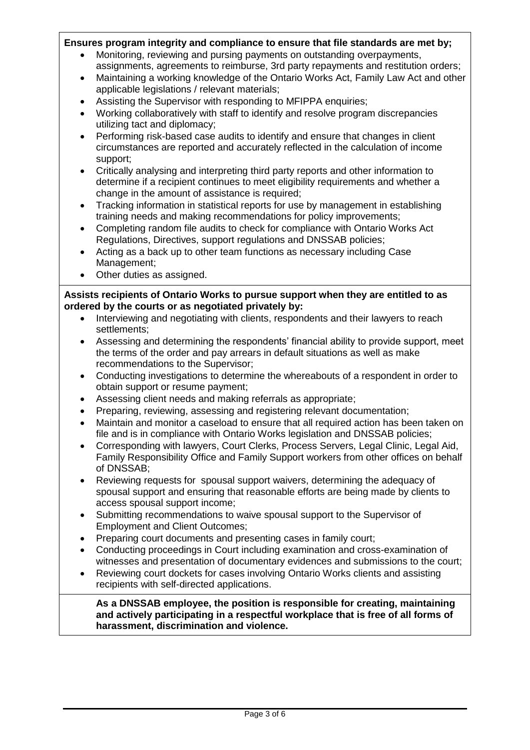**Ensures program integrity and compliance to ensure that file standards are met by;**

- Monitoring, reviewing and pursing payments on outstanding overpayments, assignments, agreements to reimburse, 3rd party repayments and restitution orders;
- Maintaining a working knowledge of the Ontario Works Act, Family Law Act and other applicable legislations / relevant materials;
- Assisting the Supervisor with responding to MFIPPA enquiries;
- Working collaboratively with staff to identify and resolve program discrepancies utilizing tact and diplomacy;
- Performing risk-based case audits to identify and ensure that changes in client circumstances are reported and accurately reflected in the calculation of income support;
- Critically analysing and interpreting third party reports and other information to determine if a recipient continues to meet eligibility requirements and whether a change in the amount of assistance is required;
- Tracking information in statistical reports for use by management in establishing training needs and making recommendations for policy improvements;
- Completing random file audits to check for compliance with Ontario Works Act Regulations, Directives, support regulations and DNSSAB policies;
- Acting as a back up to other team functions as necessary including Case Management;
- Other duties as assigned.

**Assists recipients of Ontario Works to pursue support when they are entitled to as ordered by the courts or as negotiated privately by:**

- Interviewing and negotiating with clients, respondents and their lawyers to reach settlements;
- Assessing and determining the respondents' financial ability to provide support, meet the terms of the order and pay arrears in default situations as well as make recommendations to the Supervisor;
- Conducting investigations to determine the whereabouts of a respondent in order to obtain support or resume payment;
- Assessing client needs and making referrals as appropriate;
- Preparing, reviewing, assessing and registering relevant documentation;
- Maintain and monitor a caseload to ensure that all required action has been taken on file and is in compliance with Ontario Works legislation and DNSSAB policies;
- Corresponding with lawyers, Court Clerks, Process Servers, Legal Clinic, Legal Aid, Family Responsibility Office and Family Support workers from other offices on behalf of DNSSAB;
- Reviewing requests for spousal support waivers, determining the adequacy of spousal support and ensuring that reasonable efforts are being made by clients to access spousal support income;
- Submitting recommendations to waive spousal support to the Supervisor of Employment and Client Outcomes;
- Preparing court documents and presenting cases in family court;
- Conducting proceedings in Court including examination and cross-examination of witnesses and presentation of documentary evidences and submissions to the court;
- Reviewing court dockets for cases involving Ontario Works clients and assisting recipients with self-directed applications.

**As a DNSSAB employee, the position is responsible for creating, maintaining and actively participating in a respectful workplace that is free of all forms of harassment, discrimination and violence.**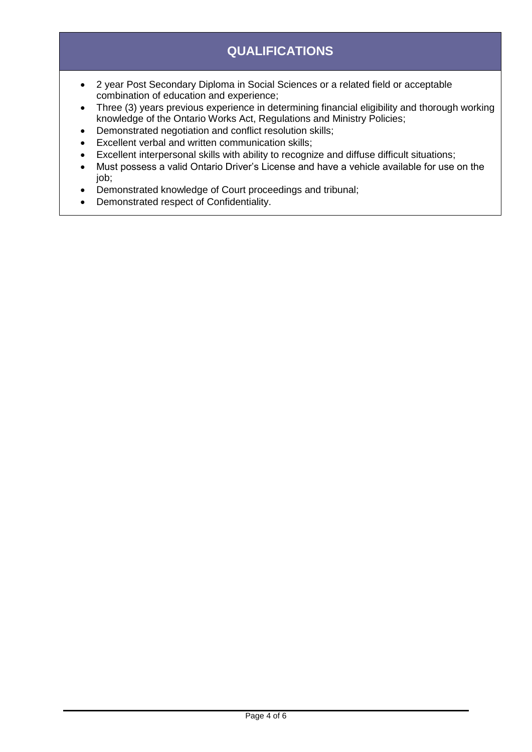## QUALIFICATIONS

- 2 year Post Secondary Diploma in Social Sciences or a related field or acceptable combination of education and experience;
- Three (3) years previous experience in determining financial eligibility and thorough working knowledge of the Ontario Works Act, Regulations and Ministry Policies;
- Demonstrated negotiation and conflict resolution skills;
- Excellent verbal and written communication skills;
- Excellent interpersonal skills with ability to recognize and diffuse difficult situations;
- Must possess a valid Ontario Driver's License and have a vehicle available for use on the job;
- Demonstrated knowledge of Court proceedings and tribunal;
- Demonstrated respect of Confidentiality.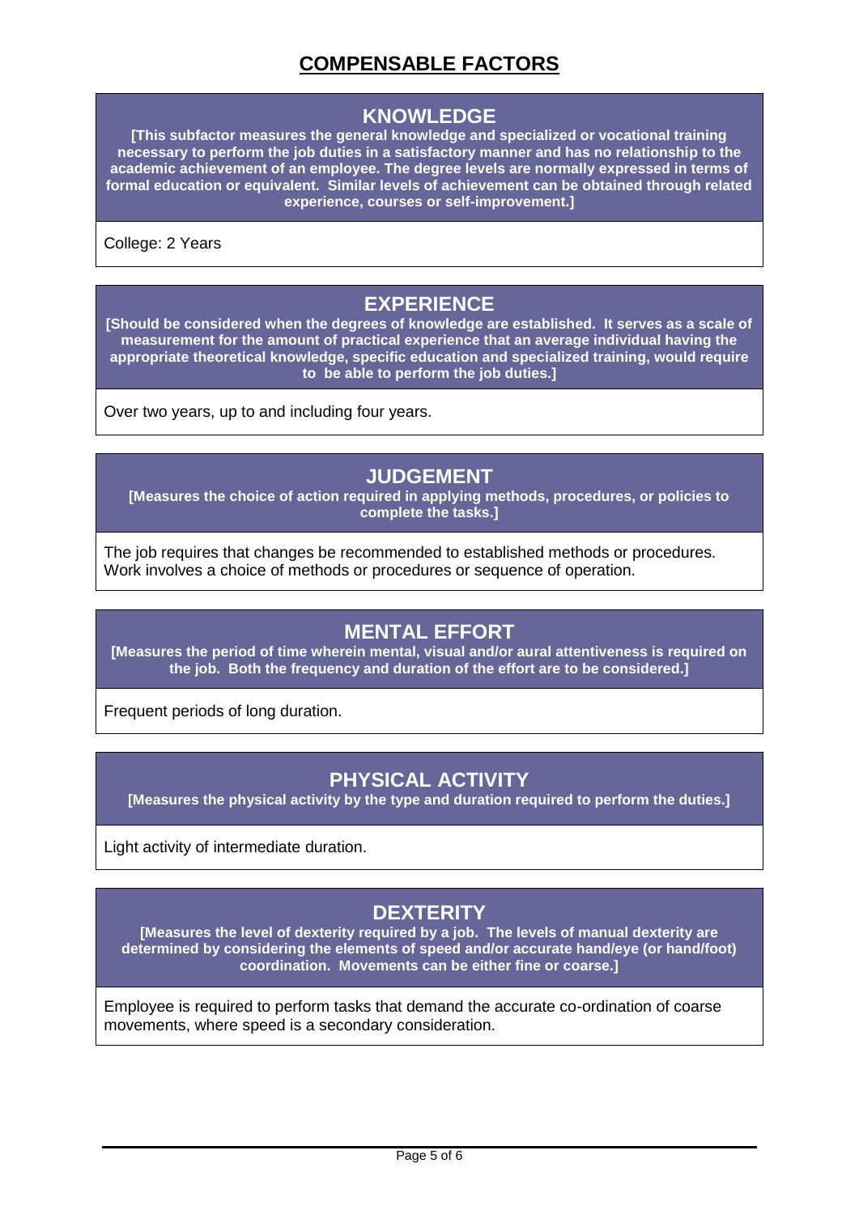# COMPENSABLE FACTORS

## KNOWLEDGE

**[This subfactor measures the general knowledge and specialized or vocational training necessary to perform the job duties in a satisfactory manner and has no relationship to the academic achievement of an employee. The degree levels are normally expressed in terms of formal education or equivalent. Similar levels of achievement can be obtained through related experience, courses or self-improvement.]**

College: 2 Years

## EXPERIENCE

**[Should be considered when the degrees of knowledge are established. It serves as a scale of measurement for the amount of practical experience that an average individual having the appropriate theoretical knowledge, specific education and specialized training, would require to be able to perform the job duties.]**

Over two years, up to and including four years.

## JUDGEMENT

**[Measures the choice of action required in applying methods, procedures, or policies to complete the tasks.]**

The job requires that changes be recommended to established methods or procedures. Work involves a choice of methods or procedures or sequence of operation.

## MENTAL EFFORT

**[Measures the period of time wherein mental, visual and/or aural attentiveness is required on the job. Both the frequency and duration of the effort are to be considered.]**

Frequent periods of long duration.

## PHYSICAL ACTIVITY

**[Measures the physical activity by the type and duration required to perform the duties.]**

Light activity of intermediate duration.

## DEXTERITY

**[Measures the level of dexterity required by a job. The levels of manual dexterity are determined by considering the elements of speed and/or accurate hand/eye (or hand/foot) coordination. Movements can be either fine or coarse.]**

Employee is required to perform tasks that demand the accurate co-ordination of coarse movements, where speed is a secondary consideration.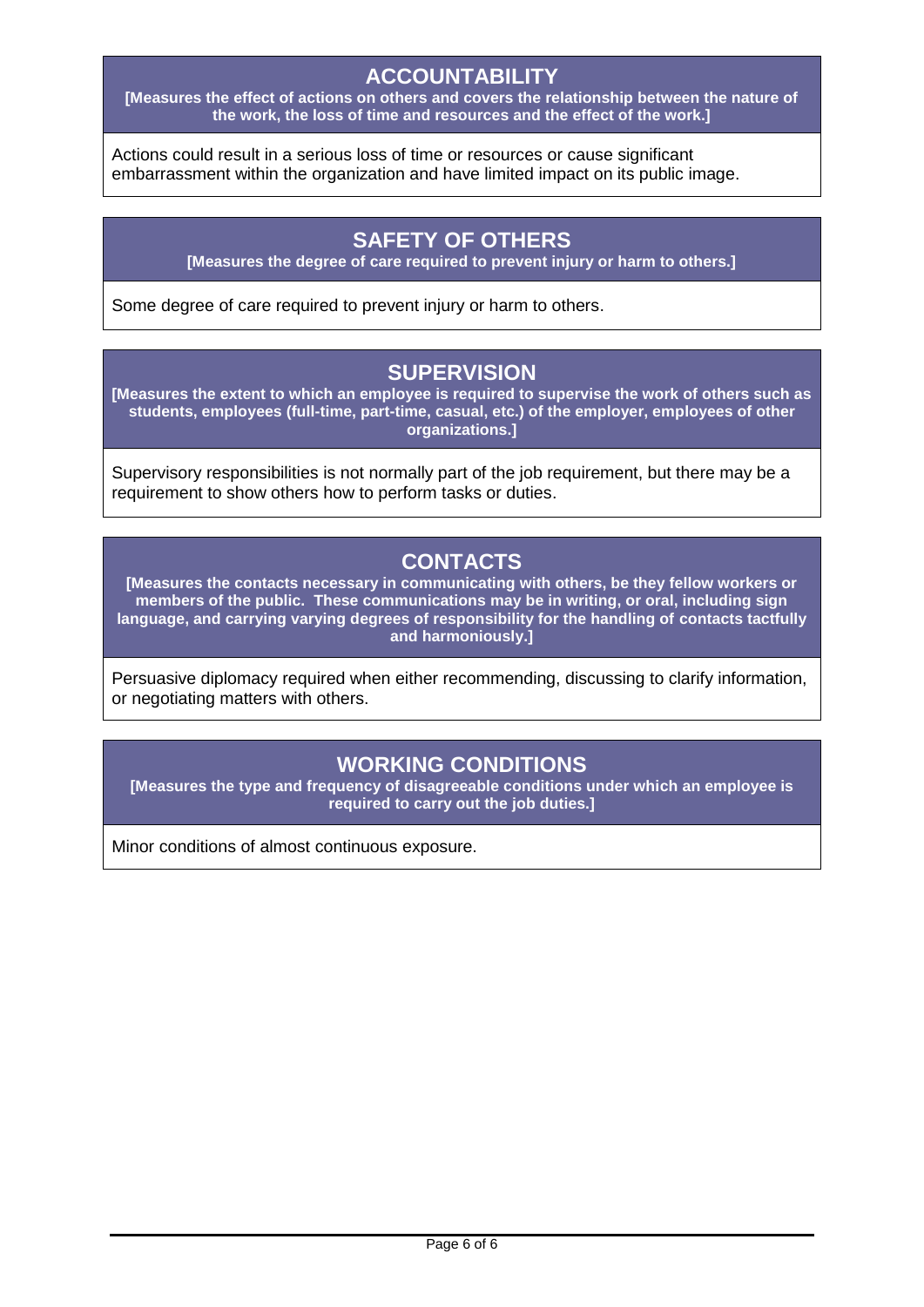## ACCOUNTABILITY

**[Measures the effect of actions on others and covers the relationship between the nature of the work, the loss of time and resources and the effect of the work.]**

Actions could result in a serious loss of time or resources or cause significant embarrassment within the organization and have limited impact on its public image.

## SAFETY OF OTHERS

**[Measures the degree of care required to prevent injury or harm to others.]**

Some degree of care required to prevent injury or harm to others.

## SUPERVISION

**[Measures the extent to which an employee is required to supervise the work of others such as students, employees (full-time, part-time, casual, etc.) of the employer, employees of other organizations.]**

Supervisory responsibilities is not normally part of the job requirement, but there may be a requirement to show others how to perform tasks or duties.

## CONTACTS

**[Measures the contacts necessary in communicating with others, be they fellow workers or members of the public. These communications may be in writing, or oral, including sign language, and carrying varying degrees of responsibility for the handling of contacts tactfully and harmoniously.]**

Persuasive diplomacy required when either recommending, discussing to clarify information, or negotiating matters with others.

## WORKING CONDITIONS

**[Measures the type and frequency of disagreeable conditions under which an employee is required to carry out the job duties.]**

Minor conditions of almost continuous exposure.